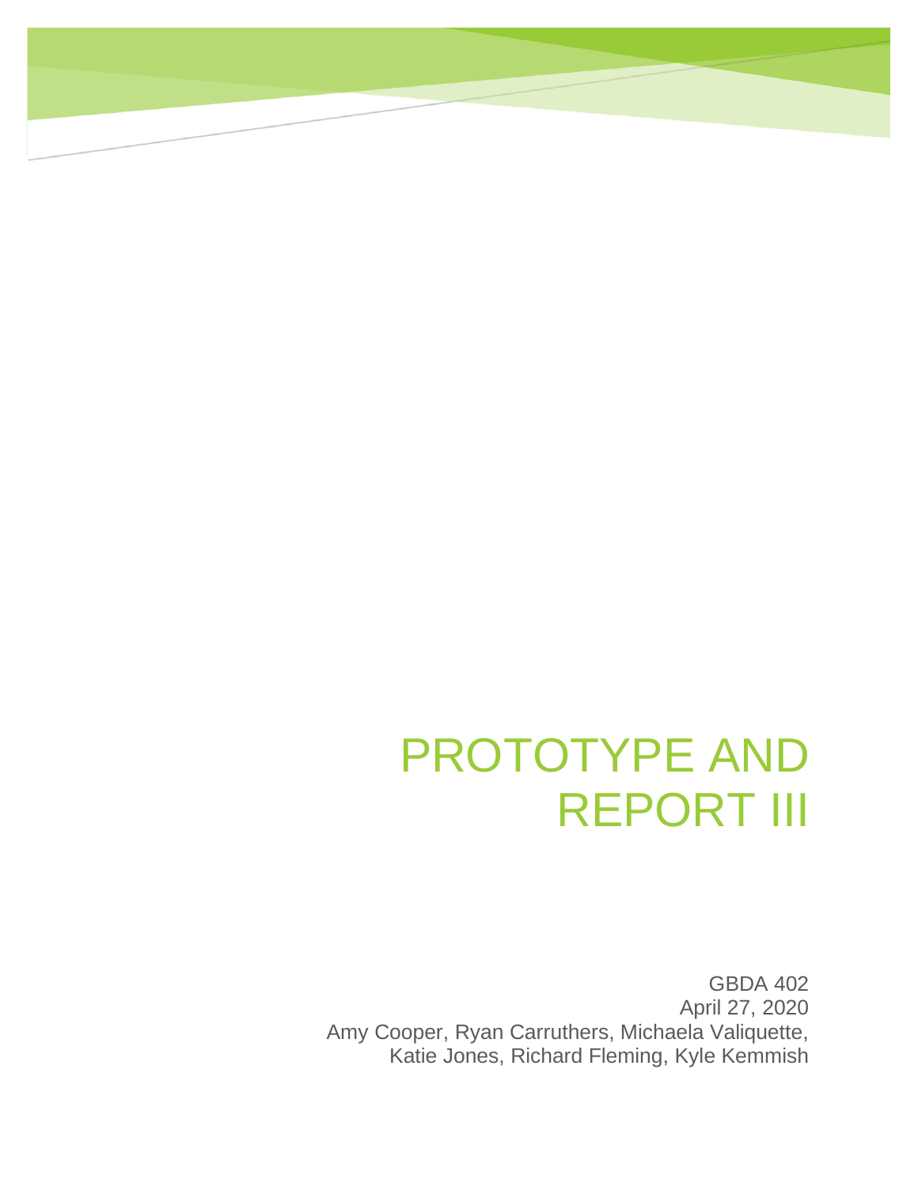# PROTOTYPE AND REPORT III

GBDA 402
April 27, 2020
Amy Cooper, Ryan Carruthers, Michaela Valiquette,
Katie Jones, Richard Fleming, Kyle Kemmish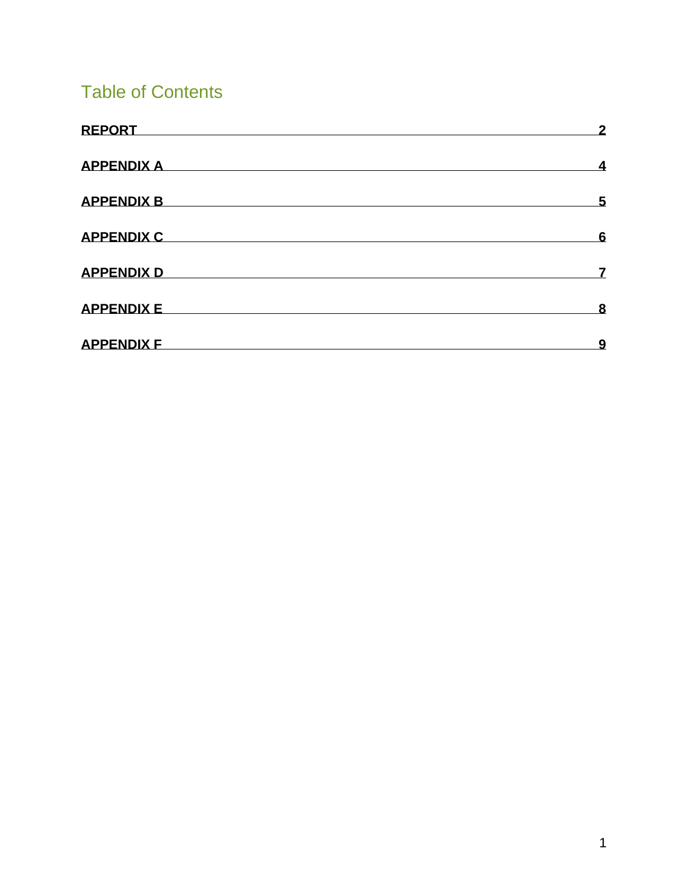# Table of Contents

| | |
|---|---|
| **REPORT** | **2** |
| **APPENDIX A** | **4** |
| **APPENDIX B** | **5** |
| **APPENDIX C** | **6** |
| **APPENDIX D** | **7** |
| **APPENDIX E** | **8** |
| **APPENDIX F** | **9** |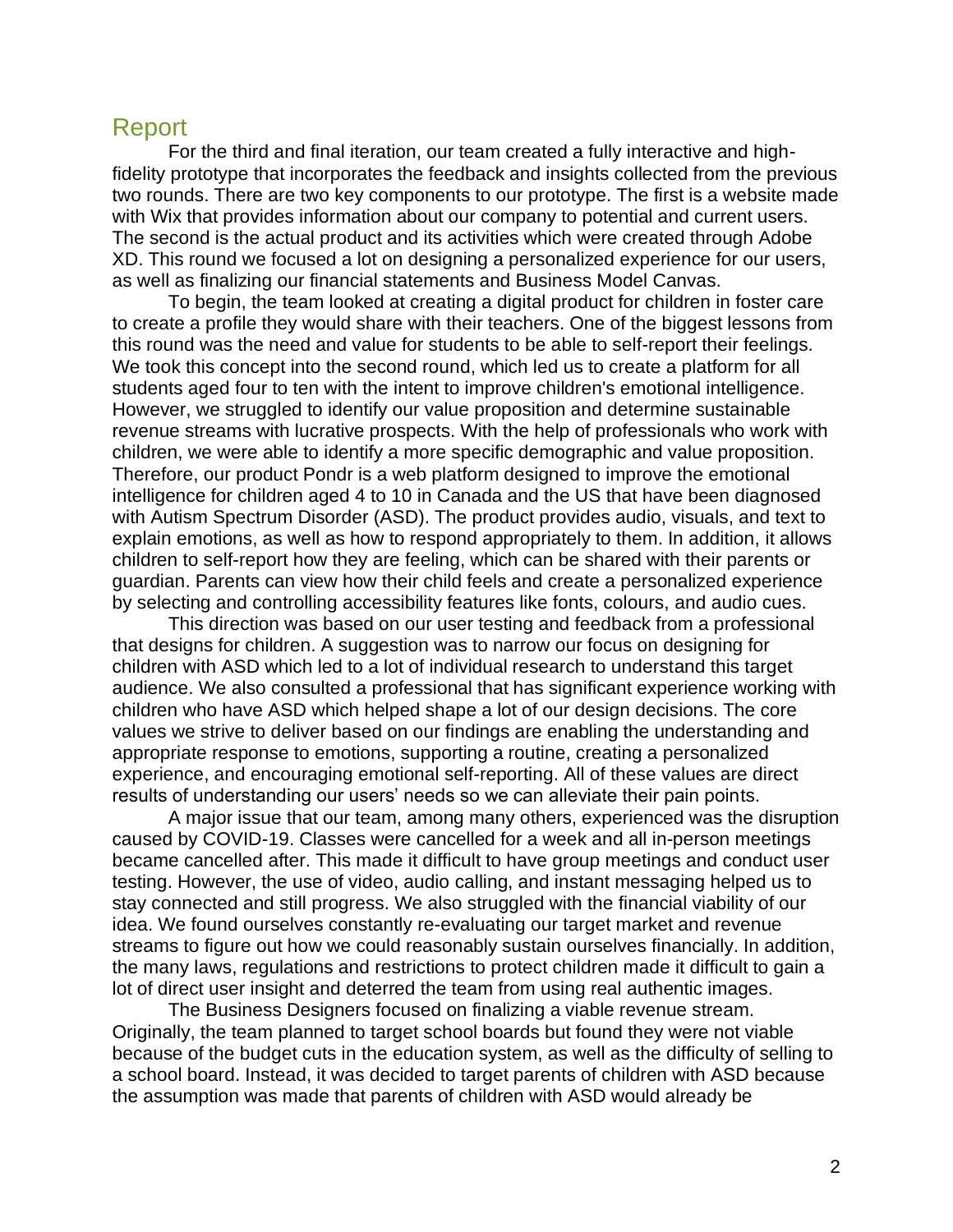## Report

For the third and final iteration, our team created a fully interactive and high-fidelity prototype that incorporates the feedback and insights collected from the previous two rounds. There are two key components to our prototype. The first is a website made with Wix that provides information about our company to potential and current users. The second is the actual product and its activities which were created through Adobe XD. This round we focused a lot on designing a personalized experience for our users, as well as finalizing our financial statements and Business Model Canvas.

To begin, the team looked at creating a digital product for children in foster care to create a profile they would share with their teachers. One of the biggest lessons from this round was the need and value for students to be able to self-report their feelings. We took this concept into the second round, which led us to create a platform for all students aged four to ten with the intent to improve children's emotional intelligence. However, we struggled to identify our value proposition and determine sustainable revenue streams with lucrative prospects. With the help of professionals who work with children, we were able to identify a more specific demographic and value proposition. Therefore, our product Pondr is a web platform designed to improve the emotional intelligence for children aged 4 to 10 in Canada and the US that have been diagnosed with Autism Spectrum Disorder (ASD). The product provides audio, visuals, and text to explain emotions, as well as how to respond appropriately to them. In addition, it allows children to self-report how they are feeling, which can be shared with their parents or guardian. Parents can view how their child feels and create a personalized experience by selecting and controlling accessibility features like fonts, colours, and audio cues.

This direction was based on our user testing and feedback from a professional that designs for children. A suggestion was to narrow our focus on designing for children with ASD which led to a lot of individual research to understand this target audience. We also consulted a professional that has significant experience working with children who have ASD which helped shape a lot of our design decisions. The core values we strive to deliver based on our findings are enabling the understanding and appropriate response to emotions, supporting a routine, creating a personalized experience, and encouraging emotional self-reporting. All of these values are direct results of understanding our users' needs so we can alleviate their pain points.

A major issue that our team, among many others, experienced was the disruption caused by COVID-19. Classes were cancelled for a week and all in-person meetings became cancelled after. This made it difficult to have group meetings and conduct user testing. However, the use of video, audio calling, and instant messaging helped us to stay connected and still progress. We also struggled with the financial viability of our idea. We found ourselves constantly re-evaluating our target market and revenue streams to figure out how we could reasonably sustain ourselves financially. In addition, the many laws, regulations and restrictions to protect children made it difficult to gain a lot of direct user insight and deterred the team from using real authentic images.

The Business Designers focused on finalizing a viable revenue stream. Originally, the team planned to target school boards but found they were not viable because of the budget cuts in the education system, as well as the difficulty of selling to a school board. Instead, it was decided to target parents of children with ASD because the assumption was made that parents of children with ASD would already be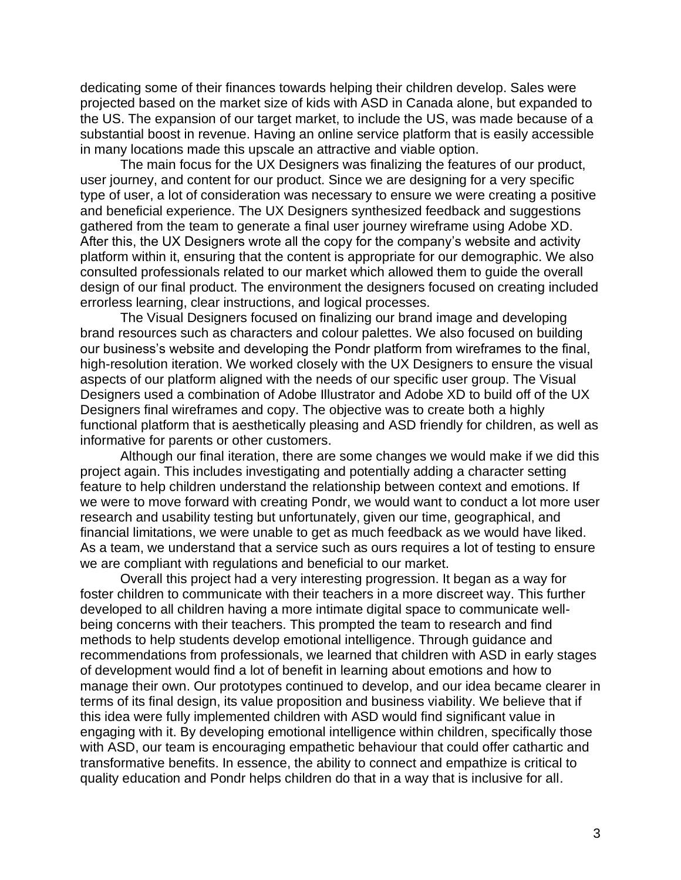dedicating some of their finances towards helping their children develop. Sales were projected based on the market size of kids with ASD in Canada alone, but expanded to the US. The expansion of our target market, to include the US, was made because of a substantial boost in revenue. Having an online service platform that is easily accessible in many locations made this upscale an attractive and viable option.

The main focus for the UX Designers was finalizing the features of our product, user journey, and content for our product. Since we are designing for a very specific type of user, a lot of consideration was necessary to ensure we were creating a positive and beneficial experience. The UX Designers synthesized feedback and suggestions gathered from the team to generate a final user journey wireframe using Adobe XD. After this, the UX Designers wrote all the copy for the company's website and activity platform within it, ensuring that the content is appropriate for our demographic. We also consulted professionals related to our market which allowed them to guide the overall design of our final product. The environment the designers focused on creating included errorless learning, clear instructions, and logical processes.

The Visual Designers focused on finalizing our brand image and developing brand resources such as characters and colour palettes. We also focused on building our business's website and developing the Pondr platform from wireframes to the final, high-resolution iteration. We worked closely with the UX Designers to ensure the visual aspects of our platform aligned with the needs of our specific user group. The Visual Designers used a combination of Adobe Illustrator and Adobe XD to build off of the UX Designers final wireframes and copy. The objective was to create both a highly functional platform that is aesthetically pleasing and ASD friendly for children, as well as informative for parents or other customers.

Although our final iteration, there are some changes we would make if we did this project again. This includes investigating and potentially adding a character setting feature to help children understand the relationship between context and emotions. If we were to move forward with creating Pondr, we would want to conduct a lot more user research and usability testing but unfortunately, given our time, geographical, and financial limitations, we were unable to get as much feedback as we would have liked. As a team, we understand that a service such as ours requires a lot of testing to ensure we are compliant with regulations and beneficial to our market.

Overall this project had a very interesting progression. It began as a way for foster children to communicate with their teachers in a more discreet way. This further developed to all children having a more intimate digital space to communicate well-being concerns with their teachers. This prompted the team to research and find methods to help students develop emotional intelligence. Through guidance and recommendations from professionals, we learned that children with ASD in early stages of development would find a lot of benefit in learning about emotions and how to manage their own. Our prototypes continued to develop, and our idea became clearer in terms of its final design, its value proposition and business viability. We believe that if this idea were fully implemented children with ASD would find significant value in engaging with it. By developing emotional intelligence within children, specifically those with ASD, our team is encouraging empathetic behaviour that could offer cathartic and transformative benefits. In essence, the ability to connect and empathize is critical to quality education and Pondr helps children do that in a way that is inclusive for all.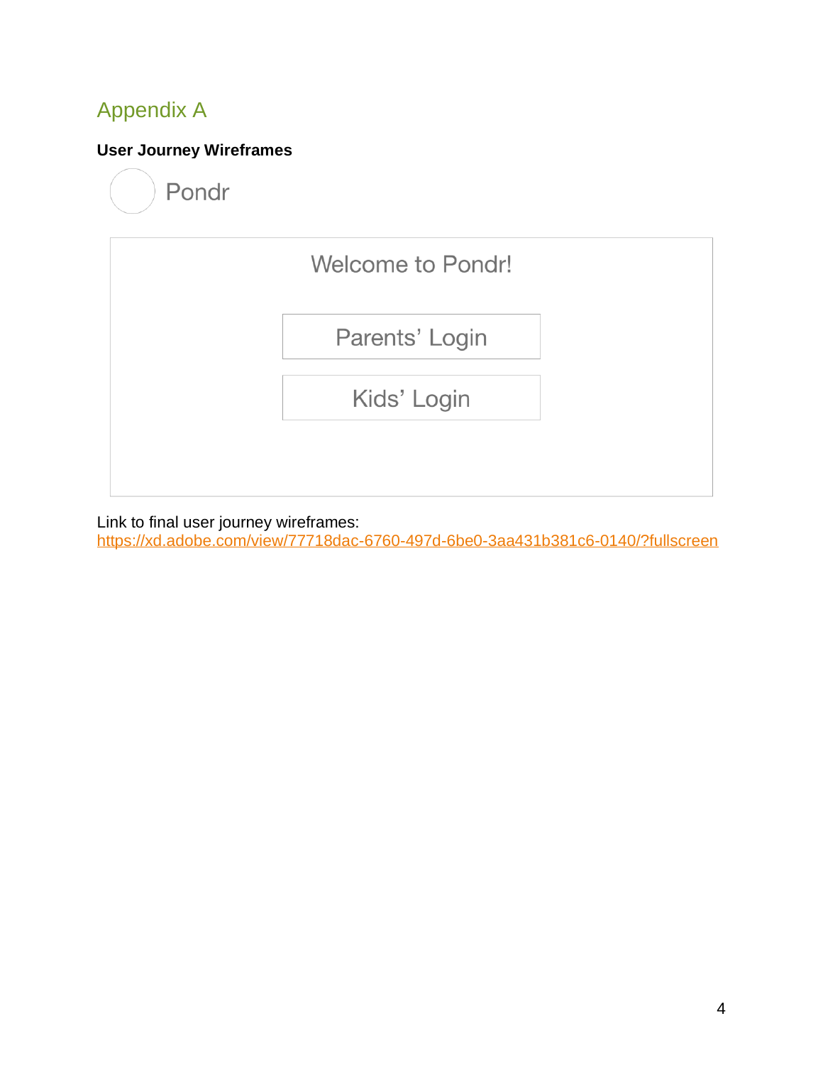## Appendix A

**User Journey Wireframes**

Pondr

Welcome to Pondr!

Parents' Login

Kids' Login

Link to final user journey wireframes:
https://xd.adobe.com/view/77718dac-6760-497d-6be0-3aa431b381c6-0140/?fullscreen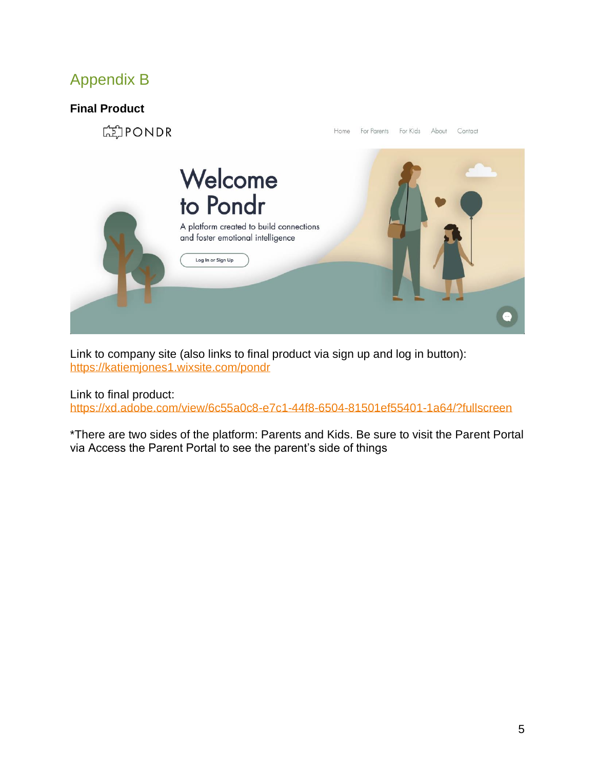## Appendix B

**Final Product**

Link to company site (also links to final product via sign up and log in button): https://katiemjones1.wixsite.com/pondr

Link to final product:
https://xd.adobe.com/view/6c55a0c8-e7c1-44f8-6504-81501ef55401-1a64/?fullscreen

*There are two sides of the platform: Parents and Kids. Be sure to visit the Parent Portal via Access the Parent Portal to see the parent's side of things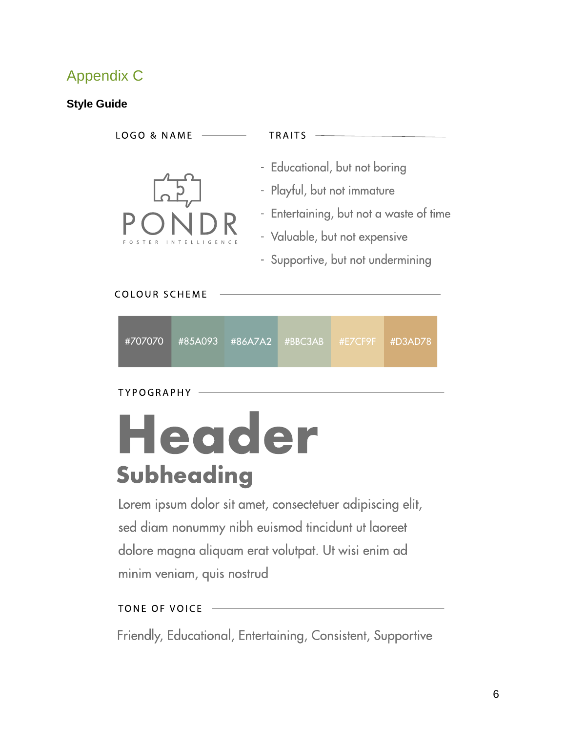## Appendix C

**Style Guide**

LOGO & NAME

PONDR

FOSTER INTELLIGENCE

TRAITS

- Educational, but not boring
- Playful, but not immature
- Entertaining, but not a waste of time
- Valuable, but not expensive
- Supportive, but not undermining

COLOUR SCHEME

| #707070 | #85A093 | #86A7A2 | #BBC3AB | #E7CF9F | #D3AD78 |
|---|---|---|---|---|---|

TYPOGRAPHY

# Header

## Subheading

Lorem ipsum dolor sit amet, consectetuer adipiscing elit, sed diam nonummy nibh euismod tincidunt ut laoreet dolore magna aliquam erat volutpat. Ut wisi enim ad minim veniam, quis nostrud

TONE OF VOICE

Friendly, Educational, Entertaining, Consistent, Supportive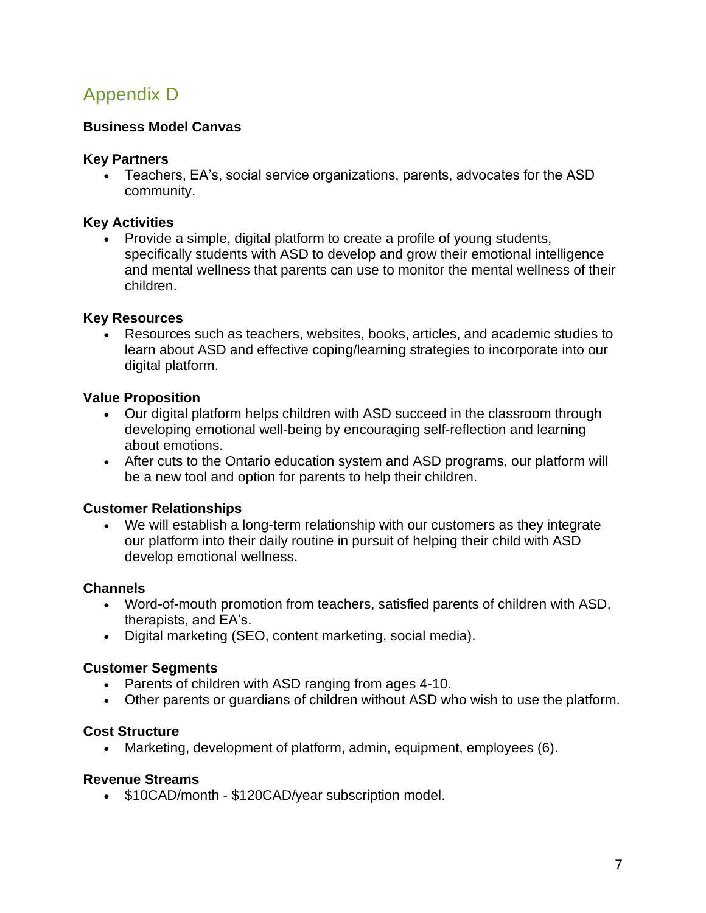# Appendix D

**Business Model Canvas**

**Key Partners**

- Teachers, EA's, social service organizations, parents, advocates for the ASD community.

**Key Activities**

- Provide a simple, digital platform to create a profile of young students, specifically students with ASD to develop and grow their emotional intelligence and mental wellness that parents can use to monitor the mental wellness of their children.

**Key Resources**

- Resources such as teachers, websites, books, articles, and academic studies to learn about ASD and effective coping/learning strategies to incorporate into our digital platform.

**Value Proposition**

- Our digital platform helps children with ASD succeed in the classroom through developing emotional well-being by encouraging self-reflection and learning about emotions.
- After cuts to the Ontario education system and ASD programs, our platform will be a new tool and option for parents to help their children.

**Customer Relationships**

- We will establish a long-term relationship with our customers as they integrate our platform into their daily routine in pursuit of helping their child with ASD develop emotional wellness.

**Channels**

- Word-of-mouth promotion from teachers, satisfied parents of children with ASD, therapists, and EA's.
- Digital marketing (SEO, content marketing, social media).

**Customer Segments**

- Parents of children with ASD ranging from ages 4-10.
- Other parents or guardians of children without ASD who wish to use the platform.

**Cost Structure**

- Marketing, development of platform, admin, equipment, employees (6).

**Revenue Streams**

- $10CAD/month - $120CAD/year subscription model.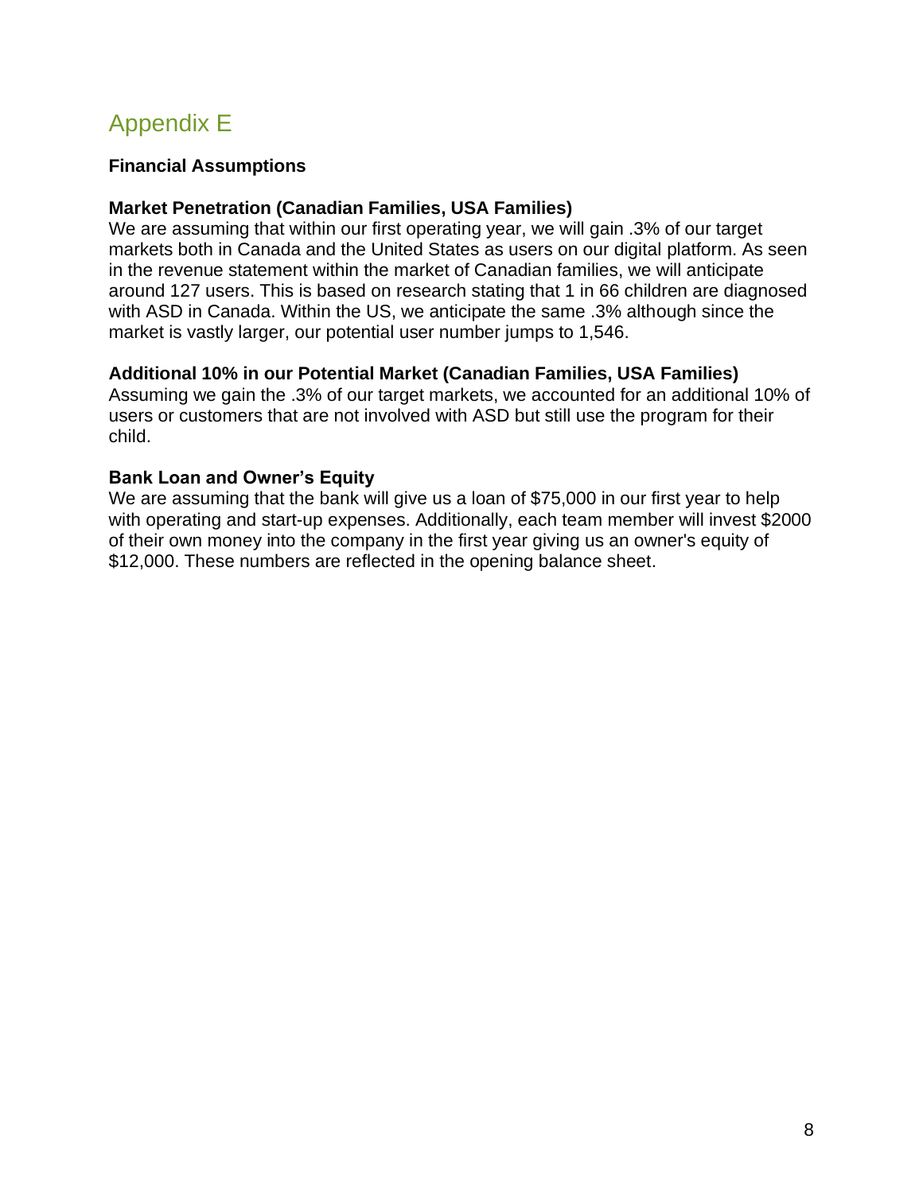# Appendix E

**Financial Assumptions**

**Market Penetration (Canadian Families, USA Families)**

We are assuming that within our first operating year, we will gain .3% of our target markets both in Canada and the United States as users on our digital platform. As seen in the revenue statement within the market of Canadian families, we will anticipate around 127 users. This is based on research stating that 1 in 66 children are diagnosed with ASD in Canada. Within the US, we anticipate the same .3% although since the market is vastly larger, our potential user number jumps to 1,546.

**Additional 10% in our Potential Market (Canadian Families, USA Families)**

Assuming we gain the .3% of our target markets, we accounted for an additional 10% of users or customers that are not involved with ASD but still use the program for their child.

**Bank Loan and Owner's Equity**

We are assuming that the bank will give us a loan of $75,000 in our first year to help with operating and start-up expenses. Additionally, each team member will invest $2000 of their own money into the company in the first year giving us an owner's equity of $12,000. These numbers are reflected in the opening balance sheet.